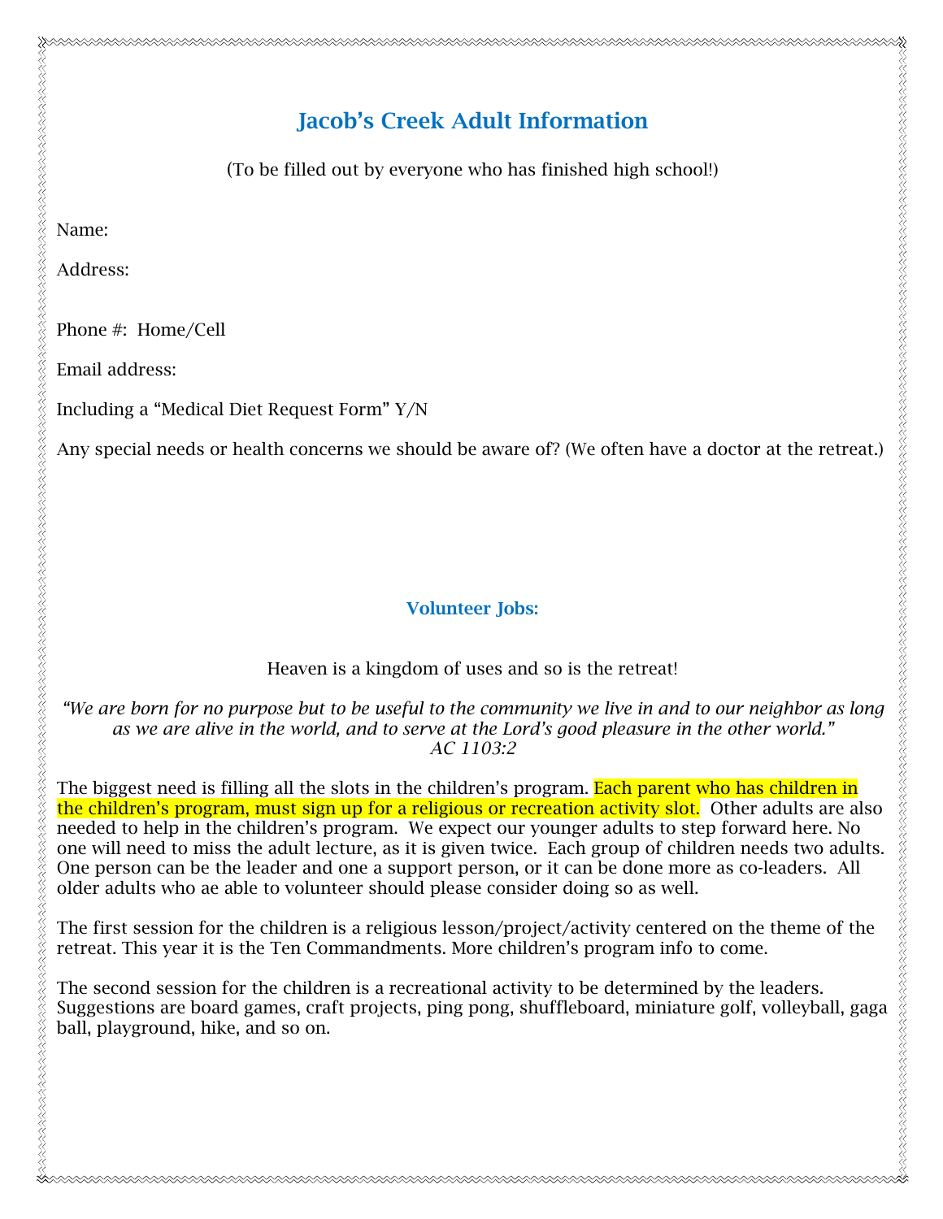# Jacob's Creek Adult Information

(To be filled out by everyone who has finished high school!)

Name:

Address:

Phone #: Home/Cell

Email address:

Including a "Medical Diet Request Form" Y/N

Any special needs or health concerns we should be aware of? (We often have a doctor at the retreat.)

## Volunteer Jobs:

Heaven is a kingdom of uses and so is the retreat!

*"We are born for no purpose but to be useful to the community we live in and to our neighbor as long as we are alive in the world, and to serve at the Lord's good pleasure in the other world."*
*AC 1103:2*

The biggest need is filling all the slots in the children's program. Each parent who has children in the children's program, must sign up for a religious or recreation activity slot. Other adults are also needed to help in the children's program. We expect our younger adults to step forward here. No one will need to miss the adult lecture, as it is given twice. Each group of children needs two adults. One person can be the leader and one a support person, or it can be done more as co-leaders. All older adults who ae able to volunteer should please consider doing so as well.

The first session for the children is a religious lesson/project/activity centered on the theme of the retreat. This year it is the Ten Commandments. More children's program info to come.

The second session for the children is a recreational activity to be determined by the leaders. Suggestions are board games, craft projects, ping pong, shuffleboard, miniature golf, volleyball, gaga ball, playground, hike, and so on.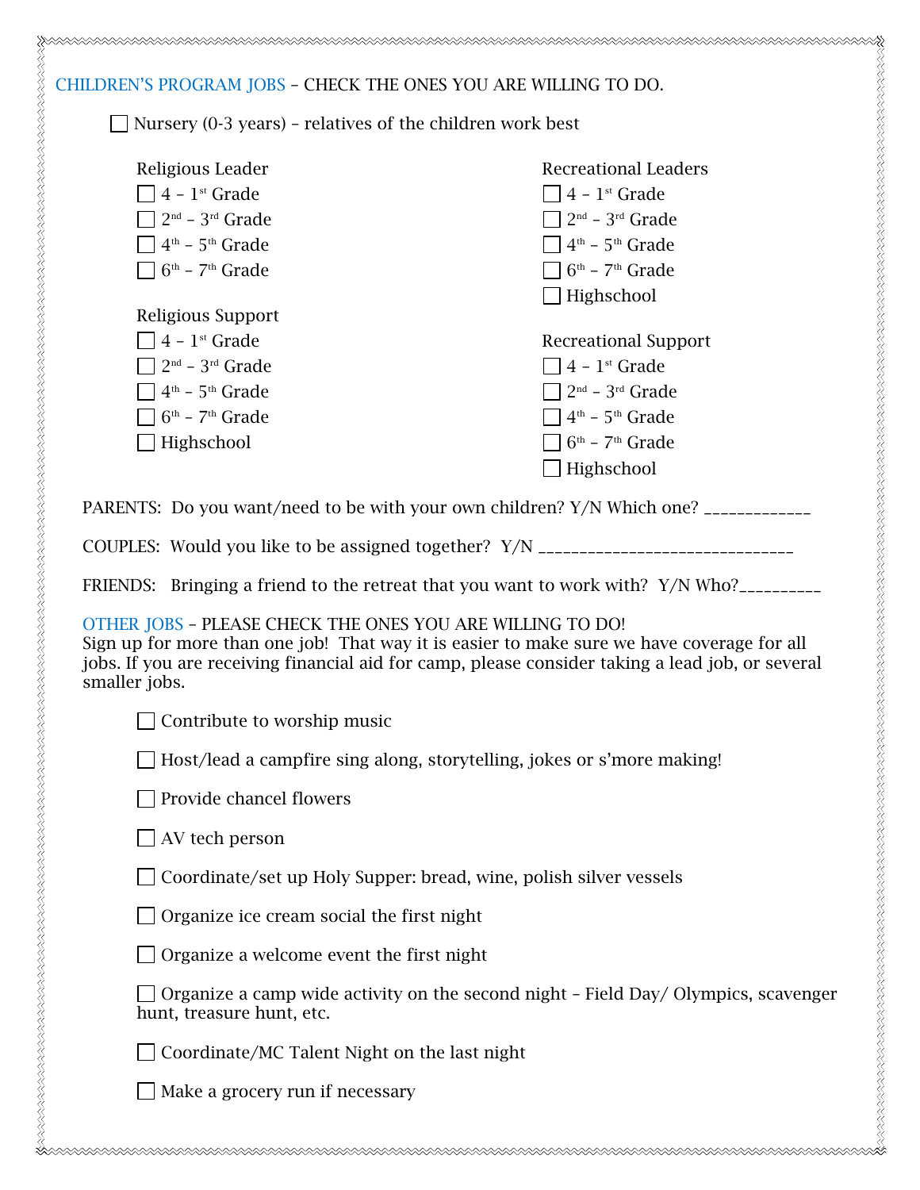CHILDREN'S PROGRAM JOBS – CHECK THE ONES YOU ARE WILLING TO DO.

☐ Nursery (0-3 years) – relatives of the children work best

Religious Leader

☐ 4 – 1st Grade
☐ 2nd – 3rd Grade
☐ 4th – 5th Grade
☐ 6th – 7th Grade

Religious Support

☐ 4 – 1st Grade
☐ 2nd – 3rd Grade
☐ 4th – 5th Grade
☐ 6th – 7th Grade
☐ Highschool

Recreational Leaders

☐ 4 – 1st Grade
☐ 2nd – 3rd Grade
☐ 4th – 5th Grade
☐ 6th – 7th Grade
☐ Highschool

Recreational Support

☐ 4 – 1st Grade
☐ 2nd – 3rd Grade
☐ 4th – 5th Grade
☐ 6th – 7th Grade
☐ Highschool

PARENTS: Do you want/need to be with your own children? Y/N Which one? _____________

COUPLES: Would you like to be assigned together? Y/N _______________________________

FRIENDS: Bringing a friend to the retreat that you want to work with? Y/N Who?__________

OTHER JOBS – PLEASE CHECK THE ONES YOU ARE WILLING TO DO!
Sign up for more than one job! That way it is easier to make sure we have coverage for all jobs. If you are receiving financial aid for camp, please consider taking a lead job, or several smaller jobs.

☐ Contribute to worship music

☐ Host/lead a campfire sing along, storytelling, jokes or s'more making!

☐ Provide chancel flowers

☐ AV tech person

☐ Coordinate/set up Holy Supper: bread, wine, polish silver vessels

☐ Organize ice cream social the first night

☐ Organize a welcome event the first night

☐ Organize a camp wide activity on the second night – Field Day/ Olympics, scavenger hunt, treasure hunt, etc.

☐ Coordinate/MC Talent Night on the last night

☐ Make a grocery run if necessary